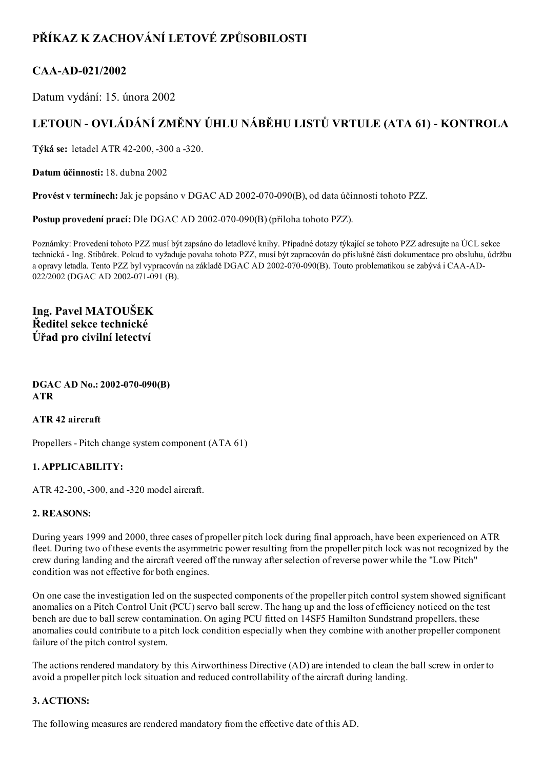# PŘÍKAZ K ZACHOVÁNÍ LETOVÉ ZPŮSOBILOSTI

## CAA-AD-021/2002

Datum vydání: 15. února 2002

## LETOUN - OVLÁDÁNÍ ZMĚNY ÚHLU NÁBĚHU LISTŮ VRTULE (ATA 61) - KONTROLA

**Týká se:** letadel ATR 42-200, -300 a -320.

**Datum účinnosti:** 18. dubna 2002

**Provést v termínech:** Jak je popsáno v DGAC AD 2002-070-090(B), od data účinnosti tohoto PZZ.

**Postup provedení prací:** Dle DGAC AD 2002-070-090(B) (příloha tohoto PZZ).

Poznámky: Provedení tohoto PZZ musí být zapsáno do letadlové knihy. Případné dotazy týkající se tohoto PZZ adresujte na ÚCL sekce technická - Ing. Stibůrek. Pokud to vyžaduje povaha tohoto PZZ, musí být zapracován do příslušné části dokumentace pro obsluhu, údržbu a opravy letadla. Tento PZZ byl vypracován na základě DGAC AD 2002-070-090(B). Touto problematikou se zabývá i CAA-AD-022/2002 (DGAC AD 2002-071-091 (B).

**Ing. Pavel MATOUŠEK**
**Ředitel sekce technické**
**Úřad pro civilní letectví**

**DGAC AD No.: 2002-070-090(B)**
**ATR**

**ATR 42 aircraft**

Propellers - Pitch change system component (ATA 61)

**1. APPLICABILITY:**

ATR 42-200, -300, and -320 model aircraft.

**2. REASONS:**

During years 1999 and 2000, three cases of propeller pitch lock during final approach, have been experienced on ATR fleet. During two of these events the asymmetric power resulting from the propeller pitch lock was not recognized by the crew during landing and the aircraft veered off the runway after selection of reverse power while the "Low Pitch" condition was not effective for both engines.

On one case the investigation led on the suspected components of the propeller pitch control system showed significant anomalies on a Pitch Control Unit (PCU) servo ball screw. The hang up and the loss of efficiency noticed on the test bench are due to ball screw contamination. On aging PCU fitted on 14SF5 Hamilton Sundstrand propellers, these anomalies could contribute to a pitch lock condition especially when they combine with another propeller component failure of the pitch control system.

The actions rendered mandatory by this Airworthiness Directive (AD) are intended to clean the ball screw in order to avoid a propeller pitch lock situation and reduced controllability of the aircraft during landing.

**3. ACTIONS:**

The following measures are rendered mandatory from the effective date of this AD.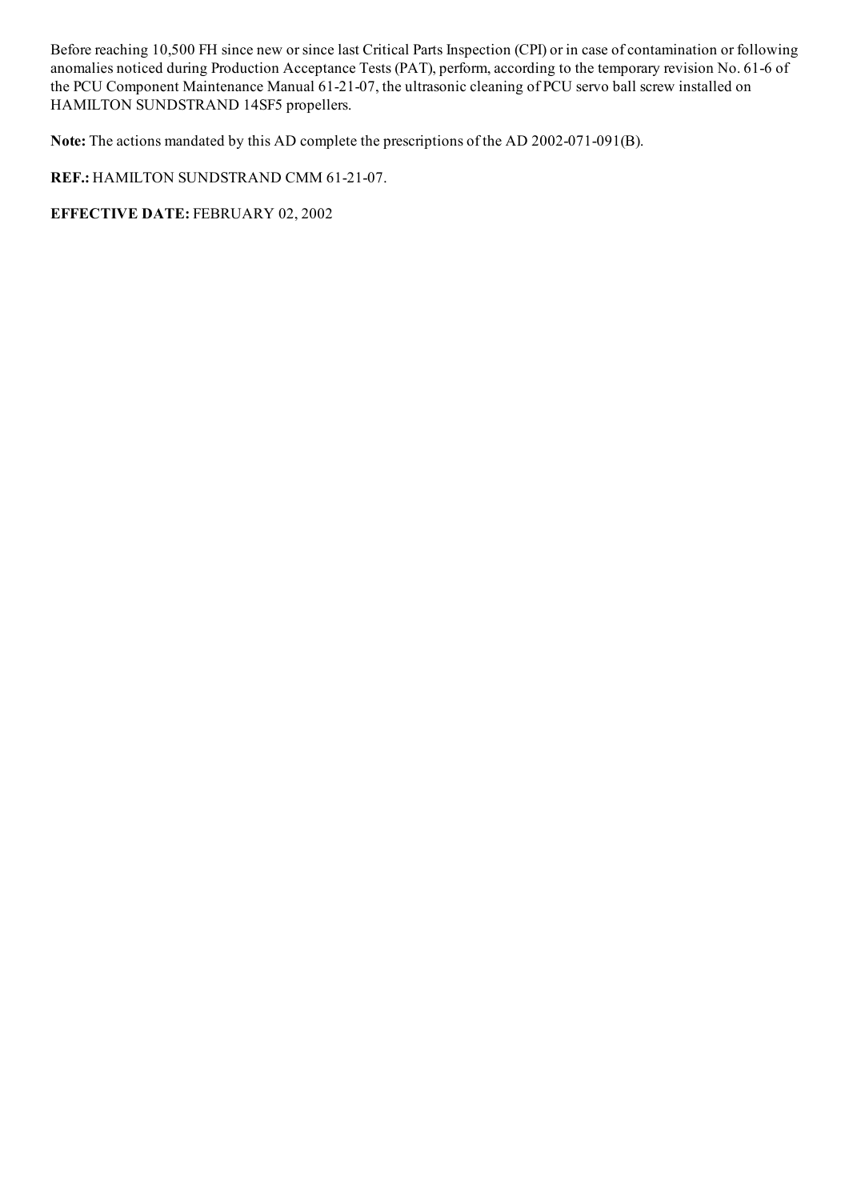Before reaching 10,500 FH since new or since last Critical Parts Inspection (CPI) or in case of contamination or following anomalies noticed during Production Acceptance Tests (PAT), perform, according to the temporary revision No. 61-6 of the PCU Component Maintenance Manual 61-21-07, the ultrasonic cleaning of PCU servo ball screw installed on HAMILTON SUNDSTRAND 14SF5 propellers.

**Note:** The actions mandated by this AD complete the prescriptions of the AD 2002-071-091(B).

**REF.:** HAMILTON SUNDSTRAND CMM 61-21-07.

**EFFECTIVE DATE:** FEBRUARY 02, 2002